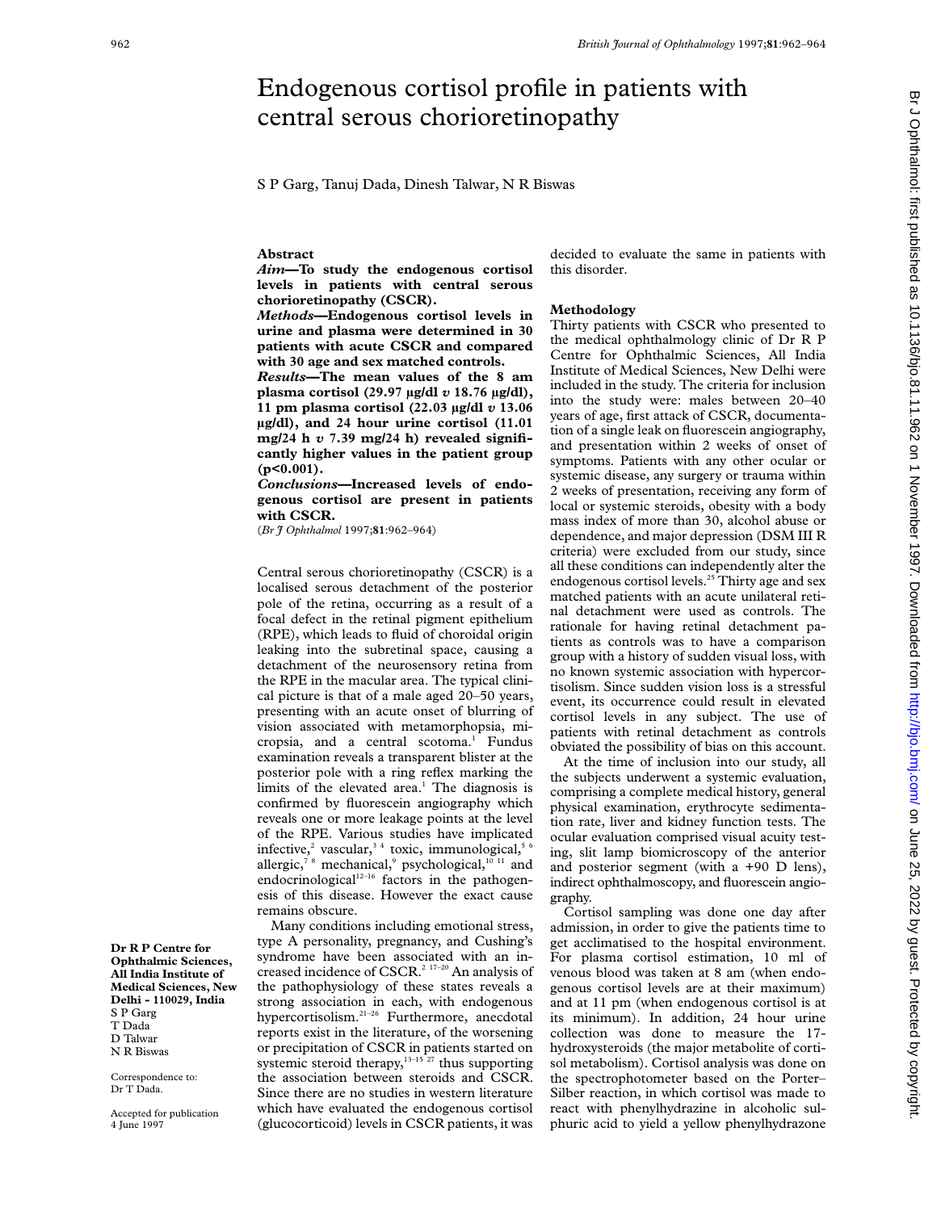# Endogenous cortisol profile in patients with central serous chorioretinopathy

S P Garg, Tanuj Dada, Dinesh Talwar, N R Biswas

Dr R P Centre for Ophthalmic Sciences, All India Institute of Medical Sciences, New Delhi - 110029, India
S P Garg
T Dada
D Talwar
N R Biswas

Correspondence to: Dr T Dada.

Accepted for publication 4 June 1997

## Abstract

***Aim*—To study the endogenous cortisol levels in patients with central serous chorioretinopathy (CSCR).**

***Methods*—Endogenous cortisol levels in urine and plasma were determined in 30 patients with acute CSCR and compared with 30 age and sex matched controls.**

***Results*—The mean values of the 8 am plasma cortisol (29.97 μg/dl *v* 18.76 μg/dl), 11 pm plasma cortisol (22.03 μg/dl *v* 13.06 μg/dl), and 24 hour urine cortisol (11.01 mg/24 h *v* 7.39 mg/24 h) revealed significantly higher values in the patient group ($p<0.001$).**

***Conclusions*—Increased levels of endogenous cortisol are present in patients with CSCR.**

(*Br J Ophthalmol* 1997;**81**:962–964)

Central serous chorioretinopathy (CSCR) is a localised serous detachment of the posterior pole of the retina, occurring as a result of a focal defect in the retinal pigment epithelium (RPE), which leads to fluid of choroidal origin leaking into the subretinal space, causing a detachment of the neurosensory retina from the RPE in the macular area. The typical clinical picture is that of a male aged 20–50 years, presenting with an acute onset of blurring of vision associated with metamorphopsia, micropsia, and a central scotoma.[1] Fundus examination reveals a transparent blister at the posterior pole with a ring reflex marking the limits of the elevated area.[1] The diagnosis is confirmed by fluorescein angiography which reveals one or more leakage points at the level of the RPE. Various studies have implicated infective,[2] vascular,[3 4] toxic, immunological,[5 6] allergic,[7 8] mechanical,[9] psychological,[10 11] and endocrinological[12–16] factors in the pathogenesis of this disease. However the exact cause remains obscure.

Many conditions including emotional stress, type A personality, pregnancy, and Cushing's syndrome have been associated with an increased incidence of CSCR.[2 17–20] An analysis of the pathophysiology of these states reveals a strong association in each, with endogenous hypercortisolism.[21–26] Furthermore, anecdotal reports exist in the literature, of the worsening or precipitation of CSCR in patients started on systemic steroid therapy,[13–15 27] thus supporting the association between steroids and CSCR. Since there are no studies in western literature which have evaluated the endogenous cortisol (glucocorticoid) levels in CSCR patients, it was decided to evaluate the same in patients with this disorder.

## Methodology

Thirty patients with CSCR who presented to the medical ophthalmology clinic of Dr R P Centre for Ophthalmic Sciences, All India Institute of Medical Sciences, New Delhi were included in the study. The criteria for inclusion into the study were: males between 20–40 years of age, first attack of CSCR, documentation of a single leak on fluorescein angiography, and presentation within 2 weeks of onset of symptoms. Patients with any other ocular or systemic disease, any surgery or trauma within 2 weeks of presentation, receiving any form of local or systemic steroids, obesity with a body mass index of more than 30, alcohol abuse or dependence, and major depression (DSM III R criteria) were excluded from our study, since all these conditions can independently alter the endogenous cortisol levels.[25] Thirty age and sex matched patients with an acute unilateral retinal detachment were used as controls. The rationale for having retinal detachment patients as controls was to have a comparison group with a history of sudden visual loss, with no known systemic association with hypercortisolism. Since sudden vision loss is a stressful event, its occurrence could result in elevated cortisol levels in any subject. The use of patients with retinal detachment as controls obviated the possibility of bias on this account.

At the time of inclusion into our study, all the subjects underwent a systemic evaluation, comprising a complete medical history, general physical examination, erythrocyte sedimentation rate, liver and kidney function tests. The ocular evaluation comprised visual acuity testing, slit lamp biomicroscopy of the anterior and posterior segment (with a +90 D lens), indirect ophthalmoscopy, and fluorescein angiography.

Cortisol sampling was done one day after admission, in order to give the patients time to get acclimatised to the hospital environment. For plasma cortisol estimation, 10 ml of venous blood was taken at 8 am (when endogenous cortisol levels are at their maximum) and at 11 pm (when endogenous cortisol is at its minimum). In addition, 24 hour urine collection was done to measure the 17-hydroxysteroids (the major metabolite of cortisol metabolism). Cortisol analysis was done on the spectrophotometer based on the Porter–Silber reaction, in which cortisol was made to react with phenylhydrazine in alcoholic sulphuric acid to yield a yellow phenylhydrazone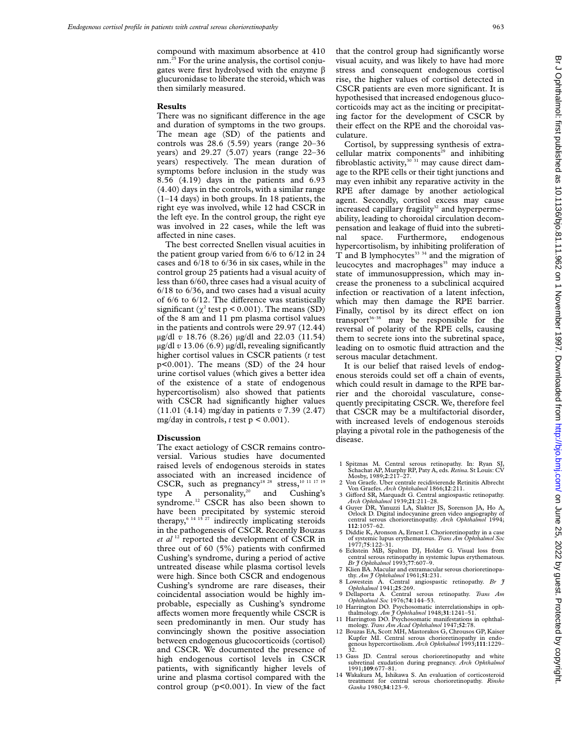compound with maximum absorbence at 410 nm.[25] For the urine analysis, the cortisol conjugates were first hydrolysed with the enzyme β glucuronidase to liberate the steroid, which was then similarly measured.

## Results

There was no significant difference in the age and duration of symptoms in the two groups. The mean age (SD) of the patients and controls was 28.6 (5.59) years (range 20–36 years) and 29.27 (5.07) years (range 22–36 years) respectively. The mean duration of symptoms before inclusion in the study was 8.56 (4.19) days in the patients and 6.93 (4.40) days in the controls, with a similar range (1–14 days) in both groups. In 18 patients, the right eye was involved, while 12 had CSCR in the left eye. In the control group, the right eye was involved in 22 cases, while the left was affected in nine cases.

The best corrected Snellen visual acuities in the patient group varied from 6/6 to 6/12 in 24 cases and 6/18 to 6/36 in six cases, while in the control group 25 patients had a visual acuity of less than 6/60, three cases had a visual acuity of 6/18 to 6/36, and two cases had a visual acuity of 6/6 to 6/12. The difference was statistically significant ($\chi^2$ test $p < 0.001$). The means (SD) of the 8 am and 11 pm plasma cortisol values in the patients and controls were 29.97 (12.44) μg/dl *v* 18.76 (8.26) μg/dl and 22.03 (11.54) μg/dl *v* 13.06 (6.9) μg/dl, revealing significantly higher cortisol values in CSCR patients (*t* test $p<0.001$). The means (SD) of the 24 hour urine cortisol values (which gives a better idea of the existence of a state of endogenous hypercortisolism) also showed that patients with CSCR had significantly higher values (11.01 (4.14) mg/day in patients *v* 7.39 (2.47) mg/day in controls, *t* test $p < 0.001$).

## Discussion

The exact aetiology of CSCR remains controversial. Various studies have documented raised levels of endogenous steroids in states associated with an increased incidence of CSCR, such as pregnancy[18 28] stress,[10 11 17 19] type A personality,[20] and Cushing's syndrome.[12] CSCR has also been shown to have been precipitated by systemic steroid therapy,[6 14 15 27] indirectly implicating steroids in the pathogenesis of CSCR. Recently Bouzas *et al*[12] reported the development of CSCR in three out of 60 (5%) patients with confirmed Cushing's syndrome, during a period of active untreated disease while plasma cortisol levels were high. Since both CSCR and endogenous Cushing's syndrome are rare diseases, their coincidental association would be highly improbable, especially as Cushing's syndrome affects women more frequently while CSCR is seen predominantly in men. Our study has convincingly shown the positive association between endogenous glucocorticoids (cortisol) and CSCR. We documented the presence of high endogenous cortisol levels in CSCR patients, with significantly higher levels of urine and plasma cortisol compared with the control group ($p<0.001$). In view of the fact that the control group had significantly worse visual acuity, and was likely to have had more stress and consequent endogenous cortisol rise, the higher values of cortisol detected in CSCR patients are even more significant. It is hypothesised that increased endogenous glucocorticoids may act as the inciting or precipitating factor for the development of CSCR by their effect on the RPE and the choroidal vasculature.

Cortisol, by suppressing synthesis of extracellular matrix components[29] and inhibiting fibroblastic activity,[30 31] may cause direct damage to the RPE cells or their tight junctions and may even inhibit any reparative activity in the RPE after damage by another aetiological agent. Secondly, cortisol excess may cause increased capillary fragility[32] and hyperpermeability, leading to choroidal circulation decompensation and leakage of fluid into the subretinal space. Furthermore, endogenous hypercortisolism, by inhibiting proliferation of T and B lymphocytes[33 34] and the migration of leucocytes and macrophages[35] may induce a state of immunosuppression, which may increase the proneness to a subclinical acquired infection or reactivation of a latent infection, which may then damage the RPE barrier. Finally, cortisol by its direct effect on ion transport[36–38] may be responsible for the reversal of polarity of the RPE cells, causing them to secrete ions into the subretinal space, leading on to osmotic fluid attraction and the serous macular detachment.

It is our belief that raised levels of endogenous steroids could set off a chain of events, which could result in damage to the RPE barrier and the choroidal vasculature, consequently precipitating CSCR. We, therefore feel that CSCR may be a multifactorial disorder, with increased levels of endogenous steroids playing a pivotal role in the pathogenesis of the disease.

1 Spitznas M. Central serous retinopathy. In: Ryan SJ, Schachat AP, Murphy RP, Paty A, eds. *Retina*. St Louis: CV Mosby, 1989;**2**:217–27.
2 Von Graefe. Über centrale recidivierende Retinitis Albrecht Von Graefes. *Arch Ophthalmol* 1866;**12**:211.
3 Gifford SR, Marquadt G. Central angiospastic retinopathy. *Arch Ophthalmol* 1939;**21**:211–28.
4 Guyer DR, Yanuzzi LA, Slakter JS, Sorenson JA, Ho A, Orlock D. Digital indocyanine green video angiography of central serous chorioretinopathy. *Arch Ophthalmol* 1994; **112**:1057–62.
5 Diddie K, Aronson A, Ernest I. Chorioretinopathy in a case of systemic lupus erythematosus. *Trans Am Ophthalmol Soc* 1977;**75**:122–31.
6 Eckstein MB, Spalton DJ, Holder G. Visual loss from central serous retinopathy in systemic lupus erythematous. *Br J Ophthalmol* 1993;**77**:607–9.
7 Klien BA. Macular and extramacular serous chorioretinopathy. *Am J Ophthalmol* 1961;**51**:231.
8 Lowestein A. Central angiospastic retinopathy. *Br J Ophthalmol* 1941;**25**:269.
9 Dellaporta A. Central serous retinopathy. *Trans Am Ophthalmol Soc* 1976;**74**:144–53.
10 Harrington DO. Psychosomatic interrelationships in ophthalmology. *Am J Ophthalmol* 1948;**31**:1241–51.
11 Harrington DO. Psychosomatic manifestations in ophthalmology. *Trans Am Acad Ophthalmol* 1947;**52**:78.
12 Bouzas EA, Scott MH, Mastorakos G, Chrousos GP, Kaiser Kupfer MI. Central serous chorioretinopathy in endogenous hypercortisolism. *Arch Ophthalmol* 1993;**111**:1229–32.
13 Gass JD. Central serous chorioretinopathy and white subretinal exudation during pregnancy. *Arch Ophthalmol* 1991;**109**:677–81.
14 Wakakura M, Ishikawa S. An evaluation of corticosteroid treatment for central serous chorioretinopathy. *Rinsho Ganka* 1980;**34**:123–9.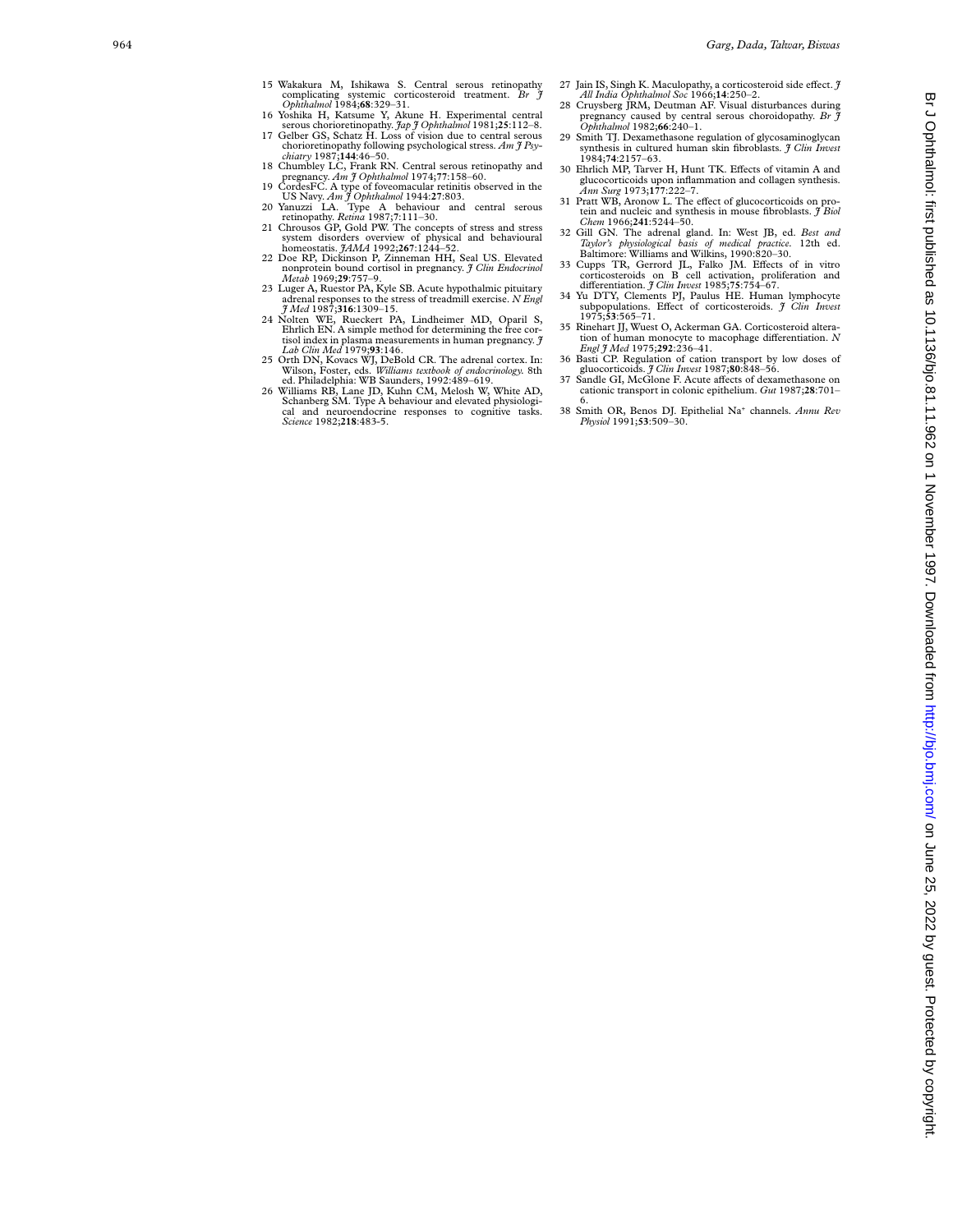15 Wakakura M, Ishikawa S. Central serous retinopathy complicating systemic corticosteroid treatment. *Br J Ophthalmol* 1984;**68**:329–31.
16 Yoshika H, Katsume Y, Akune H. Experimental central serous chorioretinopathy. *Jap J Ophthalmol* 1981;**25**:112–8.
17 Gelber GS, Schatz H. Loss of vision due to central serous chorioretinopathy following psychological stress. *Am J Psychiatry* 1987;**144**:46–50.
18 Chumbley LC, Frank RN. Central serous retinopathy and pregnancy. *Am J Ophthalmol* 1974;**77**:158–60.
19 CordesFC. A type of foveomacular retinitis observed in the US Navy. *Am J Ophthalmol* 1944:**27**:803.
20 Yanuzzi LA. Type A behaviour and central serous retinopathy. *Retina* 1987;**7**:111–30.
21 Chrousos GP, Gold PW. The concepts of stress and stress system disorders overview of physical and behavioural homeostatis. *JAMA* 1992;**267**:1244–52.
22 Doe RP, Dickinson P, Zinneman HH, Seal US. Elevated nonprotein bound cortisol in pregnancy. *J Clin Endocrinol Metab* 1969;**29**:757–9.
23 Luger A, Ruestor PA, Kyle SB. Acute hypothalmic pituitary adrenal responses to the stress of treadmill exercise. *N Engl J Med* 1987;**316**:1309–15.
24 Nolten WE, Rueckert PA, Lindheimer MD, Oparil S, Ehrlich EN. A simple method for determining the free cortisol index in plasma measurements in human pregnancy. *J Lab Clin Med* 1979;**93**:146.
25 Orth DN, Kovacs WJ, DeBold CR. The adrenal cortex. In: Wilson, Foster, eds. *Williams textbook of endocrinology.* 8th ed. Philadelphia: WB Saunders, 1992:489–619.
26 Williams RB, Lane JD, Kuhn CM, Melosh W, White AD, Schanberg SM. Type A behaviour and elevated physiological and neuroendocrine responses to cognitive tasks. *Science* 1982;**218**:483-5.
27 Jain IS, Singh K. Maculopathy, a corticosteroid side effect. *J All India Ophthalmol Soc* 1966;**14**:250–2.
28 Cruysberg JRM, Deutman AF. Visual disturbances during pregnancy caused by central serous choroidopathy. *Br J Ophthalmol* 1982;**66**:240–1.
29 Smith TJ. Dexamethasone regulation of glycosaminoglycan synthesis in cultured human skin fibroblasts. *J Clin Invest* 1984;**74**:2157–63.
30 Ehrlich MP, Tarver H, Hunt TK. Effects of vitamin A and glucocorticoids upon inflammation and collagen synthesis. *Ann Surg* 1973;**177**:222–7.
31 Pratt WB, Aronow L. The effect of glucocorticoids on protein and nucleic and synthesis in mouse fibroblasts. *J Biol Chem* 1966;**241**:5244–50.
32 Gill GN. The adrenal gland. In: West JB, ed. *Best and Taylor's physiological basis of medical practice*. 12th ed. Baltimore: Williams and Wilkins, 1990:820–30.
33 Cupps TR, Gerrord JL, Falko JM. Effects of in vitro corticosteroids on B cell activation, proliferation and differentiation. *J Clin Invest* 1985;**75**:754–67.
34 Yu DTY, Clements PJ, Paulus HE. Human lymphocyte subpopulations. Effect of corticosteroids. *J Clin Invest* 1975;**53**:565–71.
35 Rinehart JJ, Wuest O, Ackerman GA. Corticosteroid alteration of human monocyte to macophage differentiation. *N Engl J Med* 1975;**292**:236–41.
36 Basti CP. Regulation of cation transport by low doses of glucocorticoids. *J Clin Invest* 1987;**80**:848–56.
37 Sandle GI, McGlone F. Acute affects of dexamethasone on cationic transport in colonic epithelium. *Gut* 1987;**28**:701–6.
38 Smith OR, Benos DJ. Epithelial $Na^{+}$ channels. *Annu Rev Physiol* 1991;**53**:509–30.